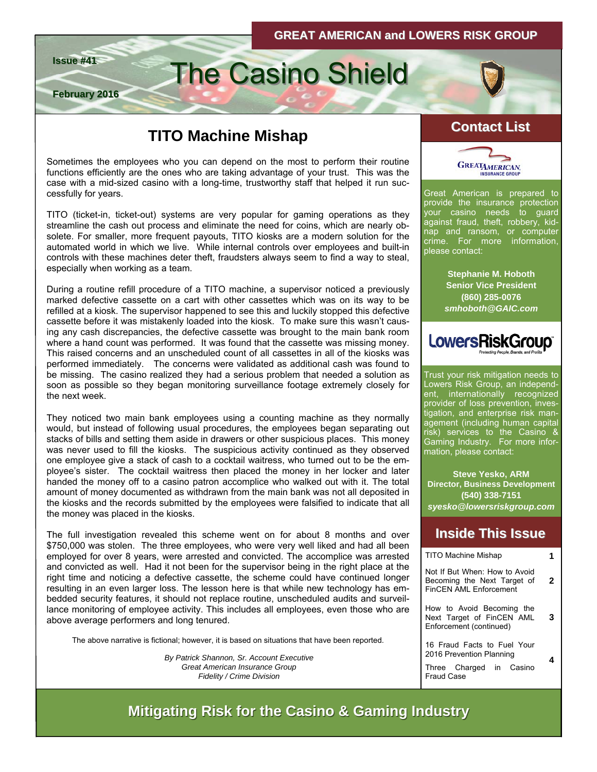GREAT AMERICAN and LOWERS RISK GROUP

# The Casino Shield

**Issue #41**

**February 2016**

## TITO Machine Mishap

Sometimes the employees who you can depend on the most to perform their routine functions efficiently are the ones who are taking advantage of your trust. This was the case with a mid-sized casino with a long-time, trustworthy staff that helped it run successfully for years.

TITO (ticket-in, ticket-out) systems are very popular for gaming operations as they streamline the cash out process and eliminate the need for coins, which are nearly obsolete. For smaller, more frequent payouts, TITO kiosks are a modern solution for the automated world in which we live. While internal controls over employees and built-in controls with these machines deter theft, fraudsters always seem to find a way to steal, especially when working as a team.

During a routine refill procedure of a TITO machine, a supervisor noticed a previously marked defective cassette on a cart with other cassettes which was on its way to be refilled at a kiosk. The supervisor happened to see this and luckily stopped this defective cassette before it was mistakenly loaded into the kiosk. To make sure this wasn't causing any cash discrepancies, the defective cassette was brought to the main bank room where a hand count was performed. It was found that the cassette was missing money. This raised concerns and an unscheduled count of all cassettes in all of the kiosks was performed immediately. The concerns were validated as additional cash was found to be missing. The casino realized they had a serious problem that needed a solution as soon as possible so they began monitoring surveillance footage extremely closely for the next week.

They noticed two main bank employees using a counting machine as they normally would, but instead of following usual procedures, the employees began separating out stacks of bills and setting them aside in drawers or other suspicious places. This money was never used to fill the kiosks. The suspicious activity continued as they observed one employee give a stack of cash to a cocktail waitress, who turned out to be the employee's sister. The cocktail waitress then placed the money in her locker and later handed the money off to a casino patron accomplice who walked out with it. The total amount of money documented as withdrawn from the main bank was not all deposited in the kiosks and the records submitted by the employees were falsified to indicate that all the money was placed in the kiosks.

The full investigation revealed this scheme went on for about 8 months and over $750,000 was stolen. The three employees, who were very well liked and had all been employed for over 8 years, were arrested and convicted. The accomplice was arrested and convicted as well. Had it not been for the supervisor being in the right place at the right time and noticing a defective cassette, the scheme could have continued longer resulting in an even larger loss. The lesson here is that while new technology has embedded security features, it should not replace routine, unscheduled audits and surveillance monitoring of employee activity. This includes all employees, even those who are above average performers and long tenured.

The above narrative is fictional; however, it is based on situations that have been reported.

*By Patrick Shannon, Sr. Account Executive*
*Great American Insurance Group*
*Fidelity / Crime Division*

## Contact List

GREAT AMERICAN INSURANCE GROUP

Great American is prepared to provide the insurance protection your casino needs to guard against fraud, theft, robbery, kidnap and ransom, or computer crime. For more information, please contact:

**Stephanie M. Hoboth**
**Senior Vice President**
**(860) 285-0076**
***smhoboth@GAIC.com***

LowersRiskGroup — Protecting People, Brands, and Profits

Trust your risk mitigation needs to Lowers Risk Group, an independent, internationally recognized provider of loss prevention, investigation, and enterprise risk management (including human capital risk) services to the Casino & Gaming Industry. For more information, please contact:

**Steve Yesko, ARM**
**Director, Business Development**
**(540) 338-7151**
***syesko@lowersriskgroup.com***

## Inside This Issue

| Article | Page |
| --- | --- |
| TITO Machine Mishap | 1 |
| Not If But When: How to Avoid Becoming the Next Target of FinCEN AML Enforcement | 2 |
| How to Avoid Becoming the Next Target of FinCEN AML Enforcement (continued) | 3 |
| 16 Fraud Facts to Fuel Your 2016 Prevention Planning | 4 |
| Three Charged in Casino Fraud Case | 4 |

**Mitigating Risk for the Casino & Gaming Industry**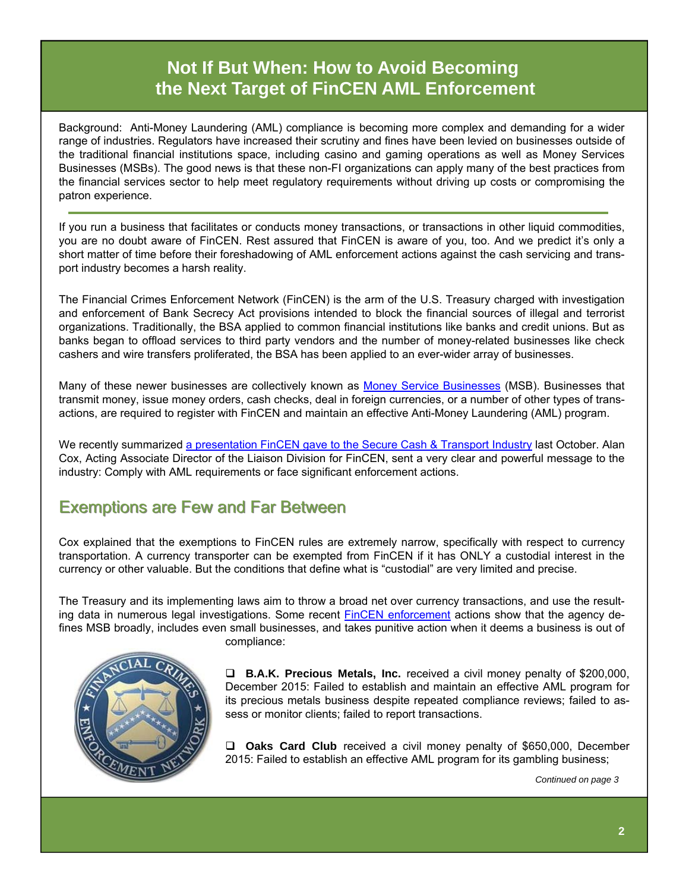# Not If But When: How to Avoid Becoming the Next Target of FinCEN AML Enforcement

Background: Anti-Money Laundering (AML) compliance is becoming more complex and demanding for a wider range of industries. Regulators have increased their scrutiny and fines have been levied on businesses outside of the traditional financial institutions space, including casino and gaming operations as well as Money Services Businesses (MSBs). The good news is that these non-FI organizations can apply many of the best practices from the financial services sector to help meet regulatory requirements without driving up costs or compromising the patron experience.

---

If you run a business that facilitates or conducts money transactions, or transactions in other liquid commodities, you are no doubt aware of FinCEN. Rest assured that FinCEN is aware of you, too. And we predict it's only a short matter of time before their foreshadowing of AML enforcement actions against the cash servicing and transport industry becomes a harsh reality.

The Financial Crimes Enforcement Network (FinCEN) is the arm of the U.S. Treasury charged with investigation and enforcement of Bank Secrecy Act provisions intended to block the financial sources of illegal and terrorist organizations. Traditionally, the BSA applied to common financial institutions like banks and credit unions. But as banks began to offload services to third party vendors and the number of money-related businesses like check cashers and wire transfers proliferated, the BSA has been applied to an ever-wider array of businesses.

Many of these newer businesses are collectively known as Money Service Businesses (MSB). Businesses that transmit money, issue money orders, cash checks, deal in foreign currencies, or a number of other types of transactions, are required to register with FinCEN and maintain an effective Anti-Money Laundering (AML) program.

We recently summarized a presentation FinCEN gave to the Secure Cash & Transport Industry last October. Alan Cox, Acting Associate Director of the Liaison Division for FinCEN, sent a very clear and powerful message to the industry: Comply with AML requirements or face significant enforcement actions.

## Exemptions are Few and Far Between

Cox explained that the exemptions to FinCEN rules are extremely narrow, specifically with respect to currency transportation. A currency transporter can be exempted from FinCEN if it has ONLY a custodial interest in the currency or other valuable. But the conditions that define what is "custodial" are very limited and precise.

The Treasury and its implementing laws aim to throw a broad net over currency transactions, and use the resulting data in numerous legal investigations. Some recent FinCEN enforcement actions show that the agency defines MSB broadly, includes even small businesses, and takes punitive action when it deems a business is out of compliance:

- **B.A.K. Precious Metals, Inc.** received a civil money penalty of $200,000, December 2015: Failed to establish and maintain an effective AML program for its precious metals business despite repeated compliance reviews; failed to assess or monitor clients; failed to report transactions.

- **Oaks Card Club** received a civil money penalty of $650,000, December 2015: Failed to establish an effective AML program for its gambling business;

*Continued on page 3*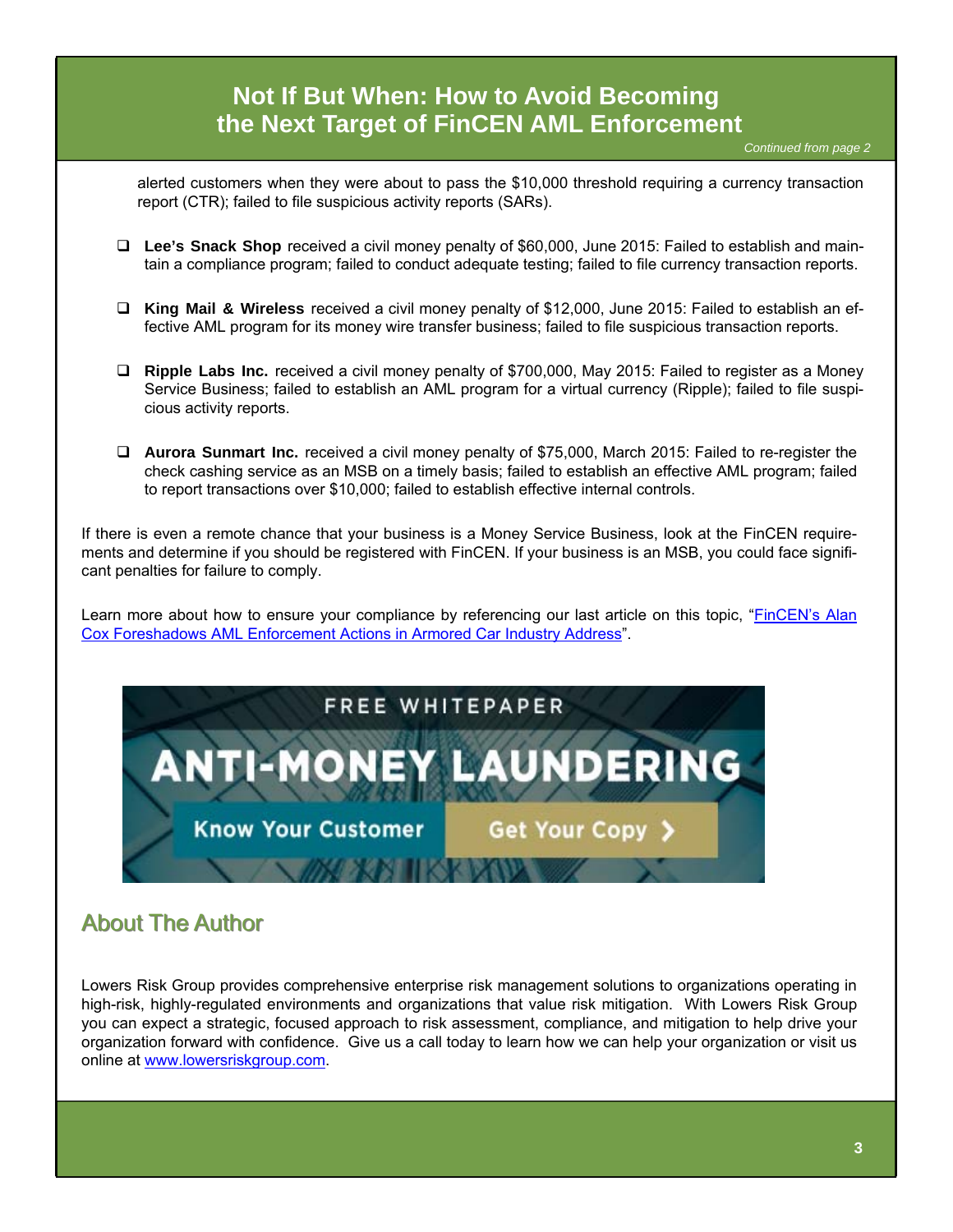# Not If But When: How to Avoid Becoming the Next Target of FinCEN AML Enforcement

*Continued from page 2*

alerted customers when they were about to pass the $10,000 threshold requiring a currency transaction report (CTR); failed to file suspicious activity reports (SARs).

- **Lee's Snack Shop** received a civil money penalty of $60,000, June 2015: Failed to establish and maintain a compliance program; failed to conduct adequate testing; failed to file currency transaction reports.

- **King Mail & Wireless** received a civil money penalty of $12,000, June 2015: Failed to establish an effective AML program for its money wire transfer business; failed to file suspicious transaction reports.

- **Ripple Labs Inc.** received a civil money penalty of $700,000, May 2015: Failed to register as a Money Service Business; failed to establish an AML program for a virtual currency (Ripple); failed to file suspicious activity reports.

- **Aurora Sunmart Inc.** received a civil money penalty of $75,000, March 2015: Failed to re-register the check cashing service as an MSB on a timely basis; failed to establish an effective AML program; failed to report transactions over $10,000; failed to establish effective internal controls.

If there is even a remote chance that your business is a Money Service Business, look at the FinCEN requirements and determine if you should be registered with FinCEN. If your business is an MSB, you could face significant penalties for failure to comply.

Learn more about how to ensure your compliance by referencing our last article on this topic, "FinCEN's Alan Cox Foreshadows AML Enforcement Actions in Armored Car Industry Address".

FREE WHITEPAPER

ANTI-MONEY LAUNDERING

Know Your Customer | Get Your Copy >

## About The Author

Lowers Risk Group provides comprehensive enterprise risk management solutions to organizations operating in high-risk, highly-regulated environments and organizations that value risk mitigation. With Lowers Risk Group you can expect a strategic, focused approach to risk assessment, compliance, and mitigation to help drive your organization forward with confidence. Give us a call today to learn how we can help your organization or visit us online at www.lowersriskgroup.com.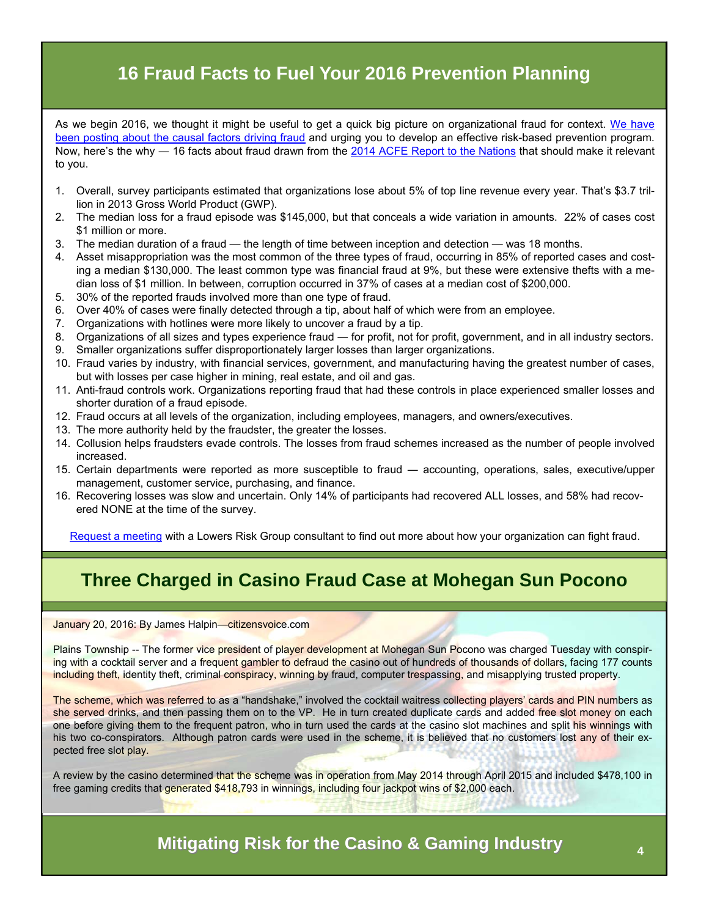## 16 Fraud Facts to Fuel Your 2016 Prevention Planning

As we begin 2016, we thought it might be useful to get a quick big picture on organizational fraud for context. We have been posting about the causal factors driving fraud and urging you to develop an effective risk-based prevention program. Now, here's the why — 16 facts about fraud drawn from the 2014 ACFE Report to the Nations that should make it relevant to you.

1. Overall, survey participants estimated that organizations lose about 5% of top line revenue every year. That's $3.7 trillion in 2013 Gross World Product (GWP).
2. The median loss for a fraud episode was $145,000, but that conceals a wide variation in amounts. 22% of cases cost $1 million or more.
3. The median duration of a fraud — the length of time between inception and detection — was 18 months.
4. Asset misappropriation was the most common of the three types of fraud, occurring in 85% of reported cases and costing a median $130,000. The least common type was financial fraud at 9%, but these were extensive thefts with a median loss of $1 million. In between, corruption occurred in 37% of cases at a median cost of $200,000.
5. 30% of the reported frauds involved more than one type of fraud.
6. Over 40% of cases were finally detected through a tip, about half of which were from an employee.
7. Organizations with hotlines were more likely to uncover a fraud by a tip.
8. Organizations of all sizes and types experience fraud — for profit, not for profit, government, and in all industry sectors.
9. Smaller organizations suffer disproportionately larger losses than larger organizations.
10. Fraud varies by industry, with financial services, government, and manufacturing having the greatest number of cases, but with losses per case higher in mining, real estate, and oil and gas.
11. Anti-fraud controls work. Organizations reporting fraud that had these controls in place experienced smaller losses and shorter duration of a fraud episode.
12. Fraud occurs at all levels of the organization, including employees, managers, and owners/executives.
13. The more authority held by the fraudster, the greater the losses.
14. Collusion helps fraudsters evade controls. The losses from fraud schemes increased as the number of people involved increased.
15. Certain departments were reported as more susceptible to fraud — accounting, operations, sales, executive/upper management, customer service, purchasing, and finance.
16. Recovering losses was slow and uncertain. Only 14% of participants had recovered ALL losses, and 58% had recovered NONE at the time of the survey.

Request a meeting with a Lowers Risk Group consultant to find out more about how your organization can fight fraud.

## Three Charged in Casino Fraud Case at Mohegan Sun Pocono

January 20, 2016: By James Halpin—citizensvoice.com

Plains Township -- The former vice president of player development at Mohegan Sun Pocono was charged Tuesday with conspiring with a cocktail server and a frequent gambler to defraud the casino out of hundreds of thousands of dollars, facing 177 counts including theft, identity theft, criminal conspiracy, winning by fraud, computer trespassing, and misapplying trusted property.

The scheme, which was referred to as a "handshake," involved the cocktail waitress collecting players' cards and PIN numbers as she served drinks, and then passing them on to the VP. He in turn created duplicate cards and added free slot money on each one before giving them to the frequent patron, who in turn used the cards at the casino slot machines and split his winnings with his two co-conspirators. Although patron cards were used in the scheme, it is believed that no customers lost any of their expected free slot play.

A review by the casino determined that the scheme was in operation from May 2014 through April 2015 and included $478,100 in free gaming credits that generated $418,793 in winnings, including four jackpot wins of $2,000 each.

## Mitigating Risk for the Casino & Gaming Industry